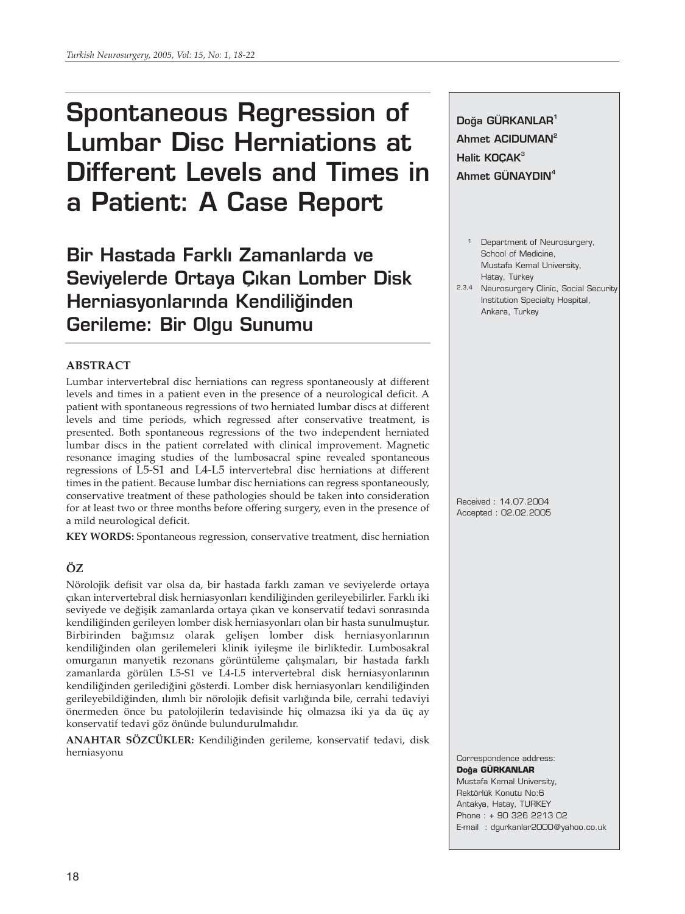# Spontaneous Regression of Lumbar Disc Herniations at Different Levels and Times in a Patient: A Case Report

## Bir Hastada Farklı Zamanlarda ve Seviyelerde Ortaya Çıkan Lomber Disk Herniasyonlarında Kendiliğinden Gerileme: Bir Olgu Sunumu

**Doğa GÜRKANLAR**[1]
**Ahmet ACIDUMAN**[2]
**Halit KOÇAK**[3]
**Ahmet GÜNAYDIN**[4]

[1] Department of Neurosurgery, School of Medicine, Mustafa Kemal University, Hatay, Turkey

[2,3,4] Neurosurgery Clinic, Social Security Institution Specialty Hospital, Ankara, Turkey

Received : 14.07.2004
Accepted : 02.02.2005

### ABSTRACT

Lumbar intervertebral disc herniations can regress spontaneously at different levels and times in a patient even in the presence of a neurological deficit. A patient with spontaneous regressions of two herniated lumbar discs at different levels and time periods, which regressed after conservative treatment, is presented. Both spontaneous regressions of the two independent herniated lumbar discs in the patient correlated with clinical improvement. Magnetic resonance imaging studies of the lumbosacral spine revealed spontaneous regressions of L5-S1 and L4-L5 intervertebral disc herniations at different times in the patient. Because lumbar disc herniations can regress spontaneously, conservative treatment of these pathologies should be taken into consideration for at least two or three months before offering surgery, even in the presence of a mild neurological deficit.

**KEY WORDS:** Spontaneous regression, conservative treatment, disc herniation

### ÖZ

Nörolojik defisit var olsa da, bir hastada farklı zaman ve seviyelerde ortaya çıkan intervertebral disk herniasyonları kendiliğinden gerileyebilirler. Farklı iki seviyede ve değişik zamanlarda ortaya çıkan ve konservatif tedavi sonrasında kendiliğinden gerileyen lomber disk herniasyonları olan bir hasta sunulmuştur. Birbirinden bağımsız olarak gelişen lomber disk herniasyonlarının kendiliğinden olan gerilemeleri klinik iyileşme ile birliktedir. Lumbosakral omurganın manyetik rezonans görüntüleme çalışmaları, bir hastada farklı zamanlarda görülen L5-S1 ve L4-L5 intervertebral disk herniasyonlarının kendiliğinden gerilediğini gösterdi. Lomber disk herniasyonları kendiliğinden gerileyebildiğinden, ılımlı bir nörolojik defisit varlığında bile, cerrahi tedaviyi önermeden önce bu patolojilerin tedavisinde hiç olmazsa iki ya da üç ay konservatif tedavi göz önünde bulundurulmalıdır.

**ANAHTAR SÖZCÜKLER:** Kendiliğinden gerileme, konservatif tedavi, disk herniasyonu

Correspondence address:
**Doğa GÜRKANLAR**
Mustafa Kemal University,
Rektörlük Konutu No:6
Antakya, Hatay, TURKEY
Phone : + 90 326 2213 02
E-mail : dgurkanlar2000@yahoo.co.uk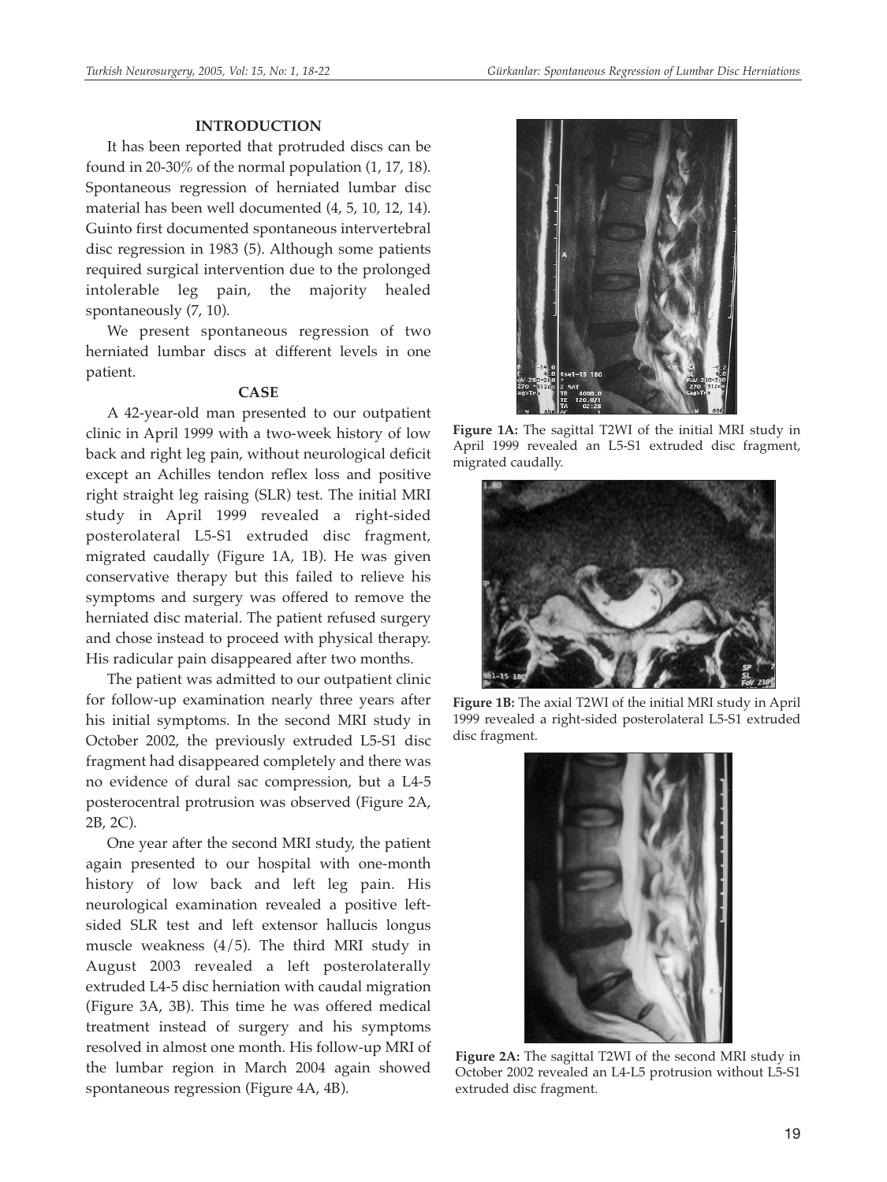## INTRODUCTION

It has been reported that protruded discs can be found in 20-30% of the normal population (1, 17, 18). Spontaneous regression of herniated lumbar disc material has been well documented (4, 5, 10, 12, 14). Guinto first documented spontaneous intervertebral disc regression in 1983 (5). Although some patients required surgical intervention due to the prolonged intolerable leg pain, the majority healed spontaneously (7, 10).

We present spontaneous regression of two herniated lumbar discs at different levels in one patient.

## CASE

A 42-year-old man presented to our outpatient clinic in April 1999 with a two-week history of low back and right leg pain, without neurological deficit except an Achilles tendon reflex loss and positive right straight leg raising (SLR) test. The initial MRI study in April 1999 revealed a right-sided posterolateral L5-S1 extruded disc fragment, migrated caudally (Figure 1A, 1B). He was given conservative therapy but this failed to relieve his symptoms and surgery was offered to remove the herniated disc material. The patient refused surgery and chose instead to proceed with physical therapy. His radicular pain disappeared after two months.

The patient was admitted to our outpatient clinic for follow-up examination nearly three years after his initial symptoms. In the second MRI study in October 2002, the previously extruded L5-S1 disc fragment had disappeared completely and there was no evidence of dural sac compression, but a L4-5 posterocentral protrusion was observed (Figure 2A, 2B, 2C).

One year after the second MRI study, the patient again presented to our hospital with one-month history of low back and left leg pain. His neurological examination revealed a positive left-sided SLR test and left extensor hallucis longus muscle weakness (4/5). The third MRI study in August 2003 revealed a left posterolaterally extruded L4-5 disc herniation with caudal migration (Figure 3A, 3B). This time he was offered medical treatment instead of surgery and his symptoms resolved in almost one month. His follow-up MRI of the lumbar region in March 2004 again showed spontaneous regression (Figure 4A, 4B).

**Figure 1A:** The sagittal T2WI of the initial MRI study in April 1999 revealed an L5-S1 extruded disc fragment, migrated caudally.

**Figure 1B:** The axial T2WI of the initial MRI study in April 1999 revealed a right-sided posterolateral L5-S1 extruded disc fragment.

**Figure 2A:** The sagittal T2WI of the second MRI study in October 2002 revealed an L4-L5 protrusion without L5-S1 extruded disc fragment.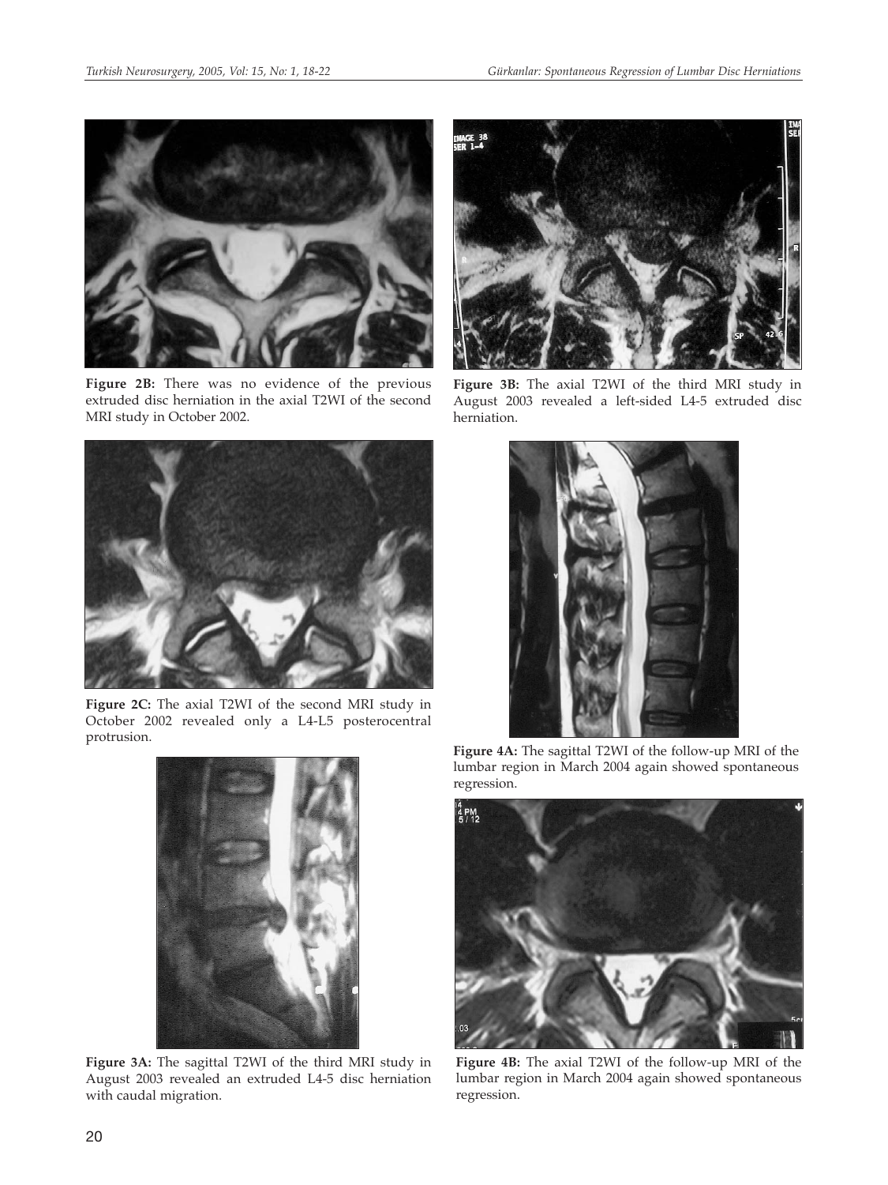**Figure 2B:** There was no evidence of the previous extruded disc herniation in the axial T2WI of the second MRI study in October 2002.

**Figure 2C:** The axial T2WI of the second MRI study in October 2002 revealed only a L4-L5 posterocentral protrusion.

**Figure 3A:** The sagittal T2WI of the third MRI study in August 2003 revealed an extruded L4-5 disc herniation with caudal migration.

**Figure 3B:** The axial T2WI of the third MRI study in August 2003 revealed a left-sided L4-5 extruded disc herniation.

**Figure 4A:** The sagittal T2WI of the follow-up MRI of the lumbar region in March 2004 again showed spontaneous regression.

**Figure 4B:** The axial T2WI of the follow-up MRI of the lumbar region in March 2004 again showed spontaneous regression.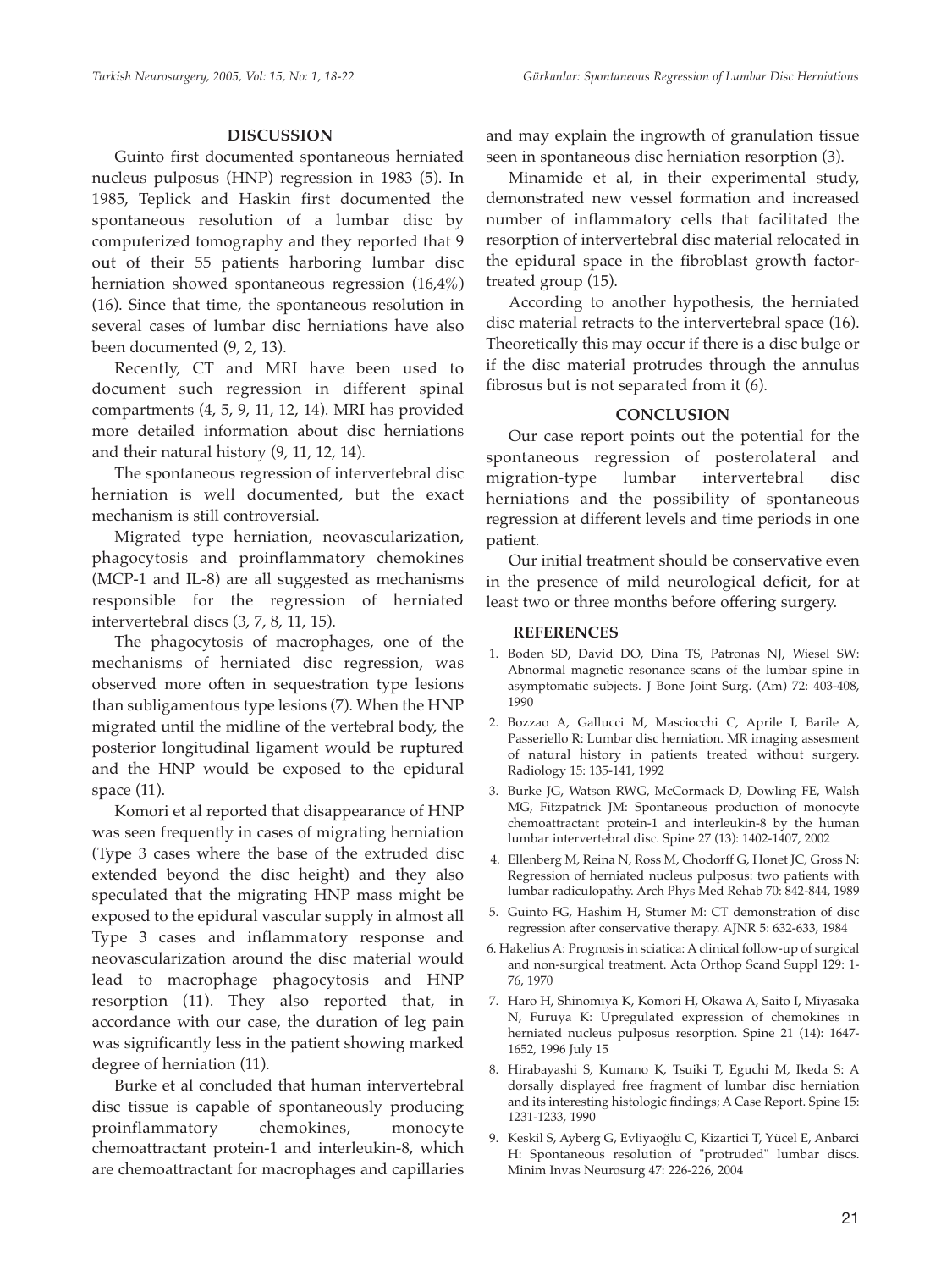## DISCUSSION

Guinto first documented spontaneous herniated nucleus pulposus (HNP) regression in 1983 (5). In 1985, Teplick and Haskin first documented the spontaneous resolution of a lumbar disc by computerized tomography and they reported that 9 out of their 55 patients harboring lumbar disc herniation showed spontaneous regression (16,4%) (16). Since that time, the spontaneous resolution in several cases of lumbar disc herniations have also been documented (9, 2, 13).

Recently, CT and MRI have been used to document such regression in different spinal compartments (4, 5, 9, 11, 12, 14). MRI has provided more detailed information about disc herniations and their natural history (9, 11, 12, 14).

The spontaneous regression of intervertebral disc herniation is well documented, but the exact mechanism is still controversial.

Migrated type herniation, neovascularization, phagocytosis and proinflammatory chemokines (MCP-1 and IL-8) are all suggested as mechanisms responsible for the regression of herniated intervertebral discs (3, 7, 8, 11, 15).

The phagocytosis of macrophages, one of the mechanisms of herniated disc regression, was observed more often in sequestration type lesions than subligamentous type lesions (7). When the HNP migrated until the midline of the vertebral body, the posterior longitudinal ligament would be ruptured and the HNP would be exposed to the epidural space (11).

Komori et al reported that disappearance of HNP was seen frequently in cases of migrating herniation (Type 3 cases where the base of the extruded disc extended beyond the disc height) and they also speculated that the migrating HNP mass might be exposed to the epidural vascular supply in almost all Type 3 cases and inflammatory response and neovascularization around the disc material would lead to macrophage phagocytosis and HNP resorption (11). They also reported that, in accordance with our case, the duration of leg pain was significantly less in the patient showing marked degree of herniation (11).

Burke et al concluded that human intervertebral disc tissue is capable of spontaneously producing proinflammatory chemokines, monocyte chemoattractant protein-1 and interleukin-8, which are chemoattractant for macrophages and capillaries and may explain the ingrowth of granulation tissue seen in spontaneous disc herniation resorption (3).

Minamide et al, in their experimental study, demonstrated new vessel formation and increased number of inflammatory cells that facilitated the resorption of intervertebral disc material relocated in the epidural space in the fibroblast growth factor-treated group (15).

According to another hypothesis, the herniated disc material retracts to the intervertebral space (16). Theoretically this may occur if there is a disc bulge or if the disc material protrudes through the annulus fibrosus but is not separated from it (6).

## CONCLUSION

Our case report points out the potential for the spontaneous regression of posterolateral and migration-type lumbar intervertebral disc herniations and the possibility of spontaneous regression at different levels and time periods in one patient.

Our initial treatment should be conservative even in the presence of mild neurological deficit, for at least two or three months before offering surgery.

## REFERENCES

1. Boden SD, David DO, Dina TS, Patronas NJ, Wiesel SW: Abnormal magnetic resonance scans of the lumbar spine in asymptomatic subjects. J Bone Joint Surg. (Am) 72: 403-408, 1990
2. Bozzao A, Gallucci M, Masciocchi C, Aprile I, Barile A, Passeriello R: Lumbar disc herniation. MR imaging assesment of natural history in patients treated without surgery. Radiology 15: 135-141, 1992
3. Burke JG, Watson RWG, McCormack D, Dowling FE, Walsh MG, Fitzpatrick JM: Spontaneous production of monocyte chemoattractant protein-1 and interleukin-8 by the human lumbar intervertebral disc. Spine 27 (13): 1402-1407, 2002
4. Ellenberg M, Reina N, Ross M, Chodorff G, Honet JC, Gross N: Regression of herniated nucleus pulposus: two patients with lumbar radiculopathy. Arch Phys Med Rehab 70: 842-844, 1989
5. Guinto FG, Hashim H, Stumer M: CT demonstration of disc regression after conservative therapy. AJNR 5: 632-633, 1984
6. Hakelius A: Prognosis in sciatica: A clinical follow-up of surgical and non-surgical treatment. Acta Orthop Scand Suppl 129: 1-76, 1970
7. Haro H, Shinomiya K, Komori H, Okawa A, Saito I, Miyasaka N, Furuya K: Upregulated expression of chemokines in herniated nucleus pulposus resorption. Spine 21 (14): 1647-1652, 1996 July 15
8. Hirabayashi S, Kumano K, Tsuiki T, Eguchi M, Ikeda S: A dorsally displayed free fragment of lumbar disc herniation and its interesting histologic findings; A Case Report. Spine 15: 1231-1233, 1990
9. Keskil S, Ayberg G, Evliyaoğlu C, Kizartici T, Yücel E, Anbarci H: Spontaneous resolution of "protruded" lumbar discs. Minim Invas Neurosurg 47: 226-226, 2004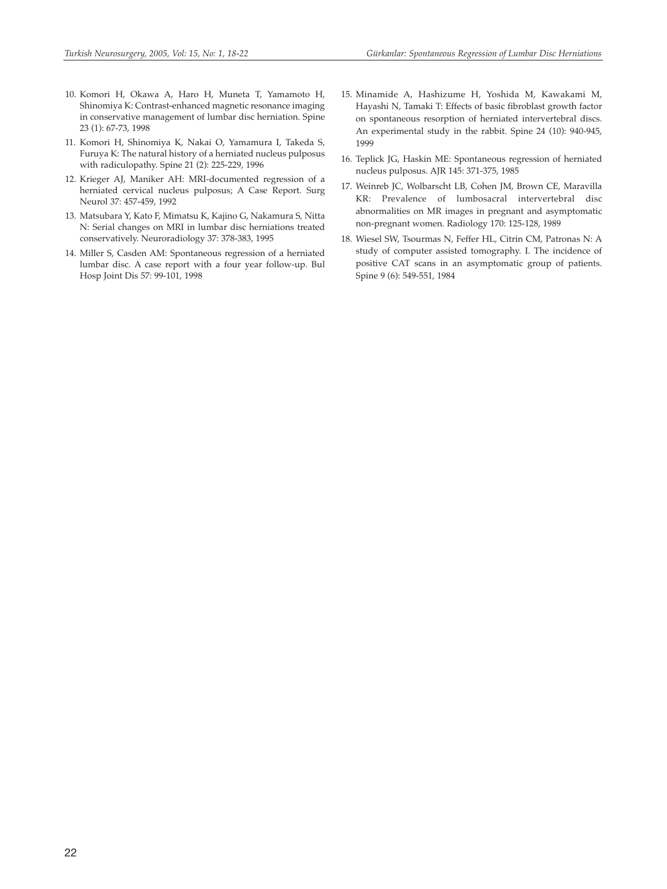10. Komori H, Okawa A, Haro H, Muneta T, Yamamoto H, Shinomiya K: Contrast-enhanced magnetic resonance imaging in conservative management of lumbar disc herniation. Spine 23 (1): 67-73, 1998
11. Komori H, Shinomiya K, Nakai O, Yamamura I, Takeda S, Furuya K: The natural history of a herniated nucleus pulposus with radiculopathy. Spine 21 (2): 225-229, 1996
12. Krieger AJ, Maniker AH: MRI-documented regression of a herniated cervical nucleus pulposus; A Case Report. Surg Neurol 37: 457-459, 1992
13. Matsubara Y, Kato F, Mimatsu K, Kajino G, Nakamura S, Nitta N: Serial changes on MRI in lumbar disc herniations treated conservatively. Neuroradiology 37: 378-383, 1995
14. Miller S, Casden AM: Spontaneous regression of a herniated lumbar disc. A case report with a four year follow-up. Bul Hosp Joint Dis 57: 99-101, 1998
15. Minamide A, Hashizume H, Yoshida M, Kawakami M, Hayashi N, Tamaki T: Effects of basic fibroblast growth factor on spontaneous resorption of herniated intervertebral discs. An experimental study in the rabbit. Spine 24 (10): 940-945, 1999
16. Teplick JG, Haskin ME: Spontaneous regression of herniated nucleus pulposus. AJR 145: 371-375, 1985
17. Weinreb JC, Wolbarscht LB, Cohen JM, Brown CE, Maravilla KR: Prevalence of lumbosacral intervertebral disc abnormalities on MR images in pregnant and asymptomatic non-pregnant women. Radiology 170: 125-128, 1989
18. Wiesel SW, Tsourmas N, Feffer HL, Citrin CM, Patronas N: A study of computer assisted tomography. I. The incidence of positive CAT scans in an asymptomatic group of patients. Spine 9 (6): 549-551, 1984